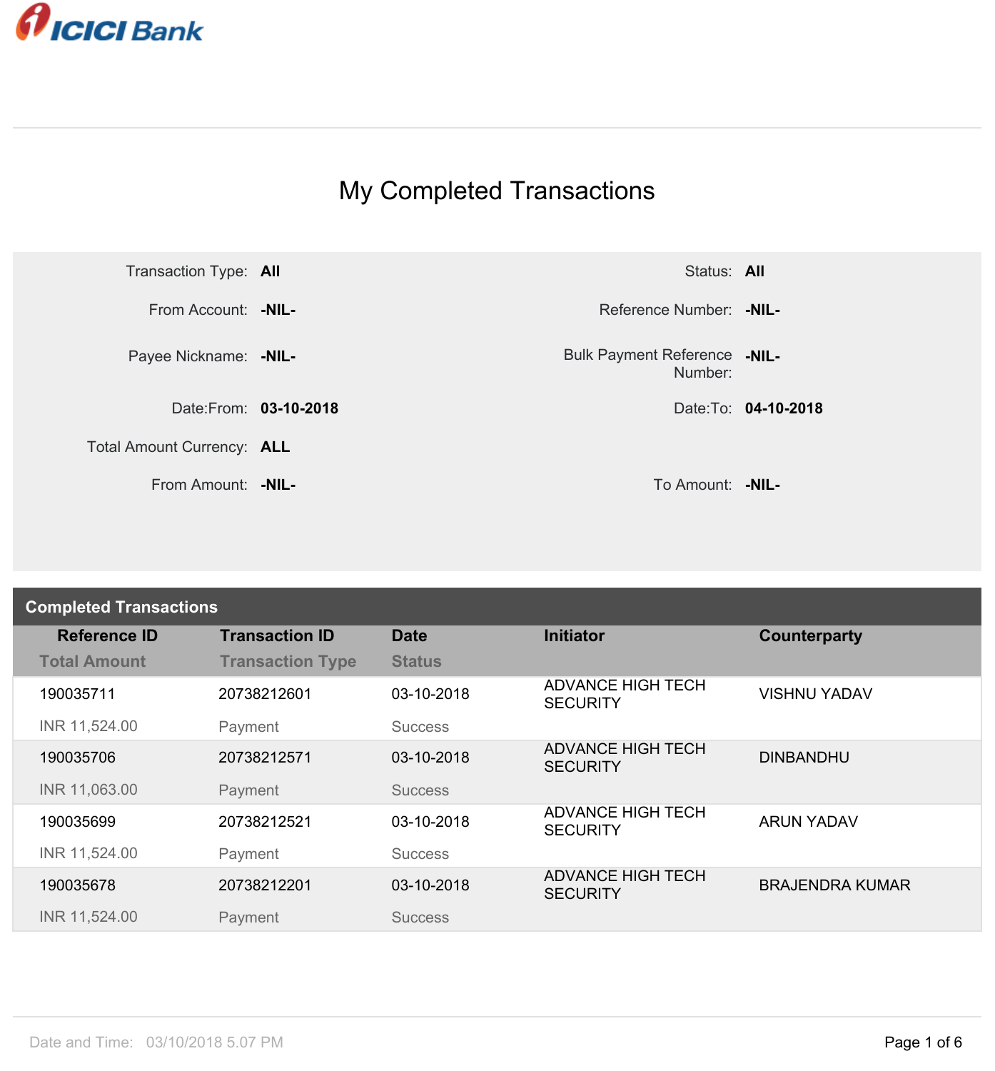ICICI Bank

# My Completed Transactions

| | | | |
|---|---|---|---|
| Transaction Type: | **All** | Status: | **All** |
| From Account: | **-NIL-** | Reference Number: | **-NIL-** |
| Payee Nickname: | **-NIL-** | Bulk Payment Reference Number: | **-NIL-** |
| Date:From: | **03-10-2018** | Date:To: | **04-10-2018** |
| Total Amount Currency: | **ALL** | | |
| From Amount: | **-NIL-** | To Amount: | **-NIL-** |

## Completed Transactions

| Reference ID / Total Amount | Transaction ID / Transaction Type | Date / Status | Initiator | Counterparty |
|---|---|---|---|---|
| 190035711<br>INR 11,524.00 | 20738212601<br>Payment | 03-10-2018<br>Success | ADVANCE HIGH TECH SECURITY | VISHNU YADAV |
| 190035706<br>INR 11,063.00 | 20738212571<br>Payment | 03-10-2018<br>Success | ADVANCE HIGH TECH SECURITY | DINBANDHU |
| 190035699<br>INR 11,524.00 | 20738212521<br>Payment | 03-10-2018<br>Success | ADVANCE HIGH TECH SECURITY | ARUN YADAV |
| 190035678<br>INR 11,524.00 | 20738212201<br>Payment | 03-10-2018<br>Success | ADVANCE HIGH TECH SECURITY | BRAJENDRA KUMAR |

Date and Time: 03/10/2018 5.07 PM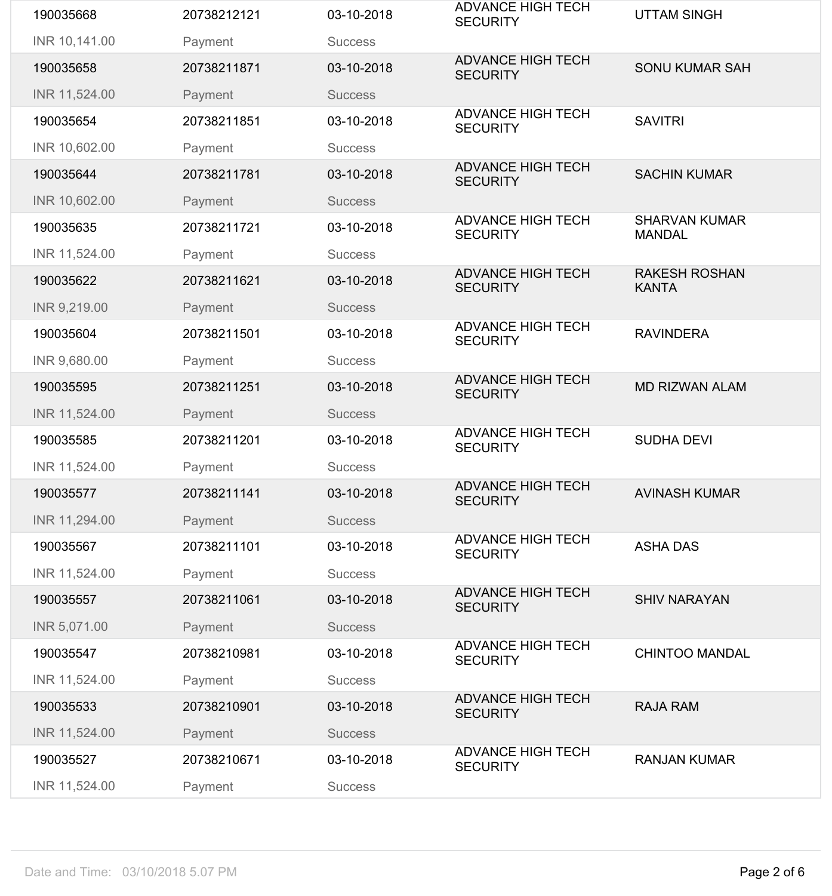| | | | | |
|---|---|---|---|---|
| 190035668 | 20738212121 | 03-10-2018 | ADVANCE HIGH TECH SECURITY | UTTAM SINGH |
| INR 10,141.00 | Payment | Success | | |
| 190035658 | 20738211871 | 03-10-2018 | ADVANCE HIGH TECH SECURITY | SONU KUMAR SAH |
| INR 11,524.00 | Payment | Success | | |
| 190035654 | 20738211851 | 03-10-2018 | ADVANCE HIGH TECH SECURITY | SAVITRI |
| INR 10,602.00 | Payment | Success | | |
| 190035644 | 20738211781 | 03-10-2018 | ADVANCE HIGH TECH SECURITY | SACHIN KUMAR |
| INR 10,602.00 | Payment | Success | | |
| 190035635 | 20738211721 | 03-10-2018 | ADVANCE HIGH TECH SECURITY | SHARVAN KUMAR MANDAL |
| INR 11,524.00 | Payment | Success | | |
| 190035622 | 20738211621 | 03-10-2018 | ADVANCE HIGH TECH SECURITY | RAKESH ROSHAN KANTA |
| INR 9,219.00 | Payment | Success | | |
| 190035604 | 20738211501 | 03-10-2018 | ADVANCE HIGH TECH SECURITY | RAVINDERA |
| INR 9,680.00 | Payment | Success | | |
| 190035595 | 20738211251 | 03-10-2018 | ADVANCE HIGH TECH SECURITY | MD RIZWAN ALAM |
| INR 11,524.00 | Payment | Success | | |
| 190035585 | 20738211201 | 03-10-2018 | ADVANCE HIGH TECH SECURITY | SUDHA DEVI |
| INR 11,524.00 | Payment | Success | | |
| 190035577 | 20738211141 | 03-10-2018 | ADVANCE HIGH TECH SECURITY | AVINASH KUMAR |
| INR 11,294.00 | Payment | Success | | |
| 190035567 | 20738211101 | 03-10-2018 | ADVANCE HIGH TECH SECURITY | ASHA DAS |
| INR 11,524.00 | Payment | Success | | |
| 190035557 | 20738211061 | 03-10-2018 | ADVANCE HIGH TECH SECURITY | SHIV NARAYAN |
| INR 5,071.00 | Payment | Success | | |
| 190035547 | 20738210981 | 03-10-2018 | ADVANCE HIGH TECH SECURITY | CHINTOO MANDAL |
| INR 11,524.00 | Payment | Success | | |
| 190035533 | 20738210901 | 03-10-2018 | ADVANCE HIGH TECH SECURITY | RAJA RAM |
| INR 11,524.00 | Payment | Success | | |
| 190035527 | 20738210671 | 03-10-2018 | ADVANCE HIGH TECH SECURITY | RANJAN KUMAR |
| INR 11,524.00 | Payment | Success | | |

Date and Time: 03/10/2018 5.07 PM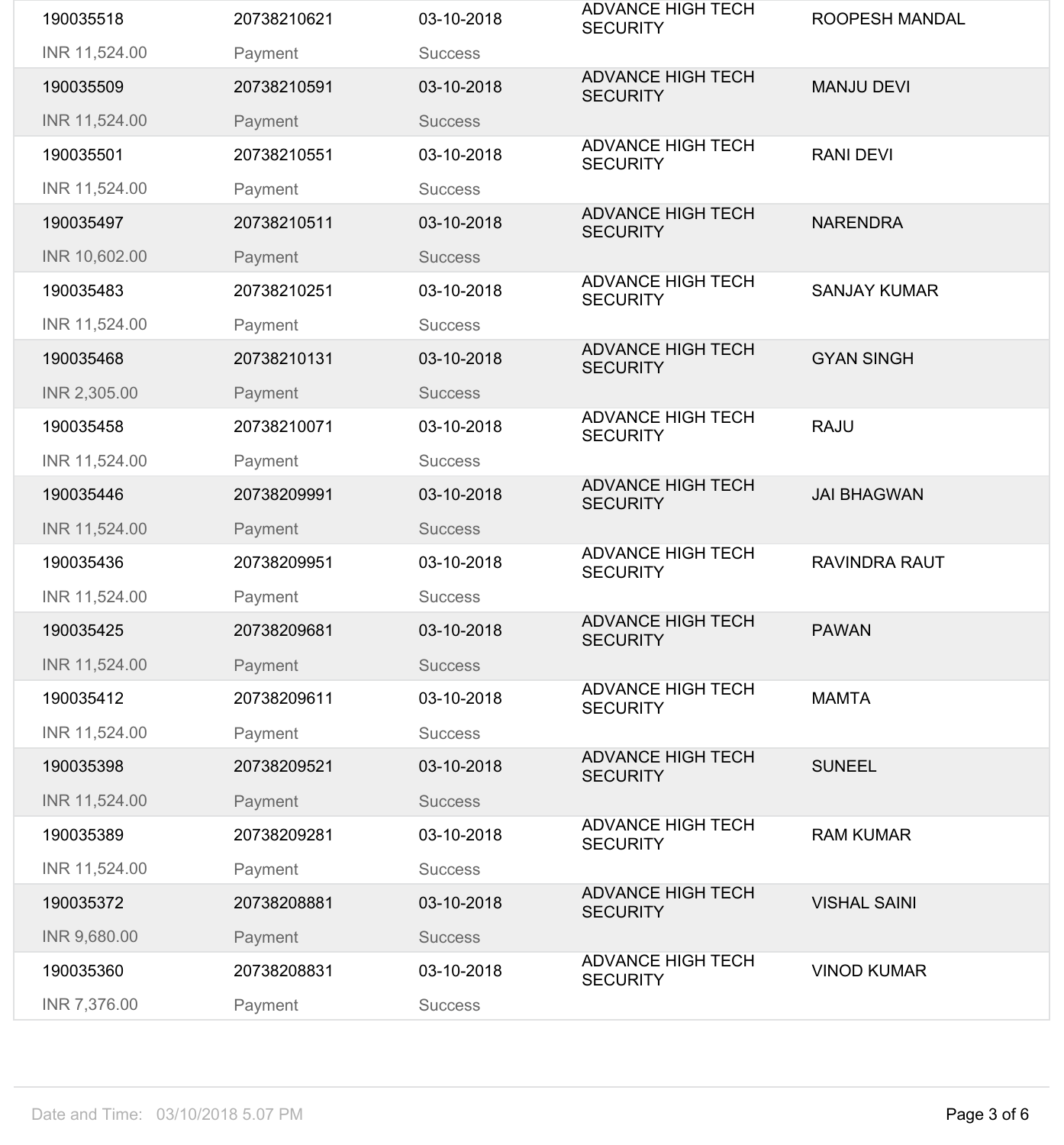| | | | | |
|---|---|---|---|---|
| 190035518 | 20738210621 | 03-10-2018 | ADVANCE HIGH TECH SECURITY | ROOPESH MANDAL |
| INR 11,524.00 | Payment | Success | | |
| 190035509 | 20738210591 | 03-10-2018 | ADVANCE HIGH TECH SECURITY | MANJU DEVI |
| INR 11,524.00 | Payment | Success | | |
| 190035501 | 20738210551 | 03-10-2018 | ADVANCE HIGH TECH SECURITY | RANI DEVI |
| INR 11,524.00 | Payment | Success | | |
| 190035497 | 20738210511 | 03-10-2018 | ADVANCE HIGH TECH SECURITY | NARENDRA |
| INR 10,602.00 | Payment | Success | | |
| 190035483 | 20738210251 | 03-10-2018 | ADVANCE HIGH TECH SECURITY | SANJAY KUMAR |
| INR 11,524.00 | Payment | Success | | |
| 190035468 | 20738210131 | 03-10-2018 | ADVANCE HIGH TECH SECURITY | GYAN SINGH |
| INR 2,305.00 | Payment | Success | | |
| 190035458 | 20738210071 | 03-10-2018 | ADVANCE HIGH TECH SECURITY | RAJU |
| INR 11,524.00 | Payment | Success | | |
| 190035446 | 20738209991 | 03-10-2018 | ADVANCE HIGH TECH SECURITY | JAI BHAGWAN |
| INR 11,524.00 | Payment | Success | | |
| 190035436 | 20738209951 | 03-10-2018 | ADVANCE HIGH TECH SECURITY | RAVINDRA RAUT |
| INR 11,524.00 | Payment | Success | | |
| 190035425 | 20738209681 | 03-10-2018 | ADVANCE HIGH TECH SECURITY | PAWAN |
| INR 11,524.00 | Payment | Success | | |
| 190035412 | 20738209611 | 03-10-2018 | ADVANCE HIGH TECH SECURITY | MAMTA |
| INR 11,524.00 | Payment | Success | | |
| 190035398 | 20738209521 | 03-10-2018 | ADVANCE HIGH TECH SECURITY | SUNEEL |
| INR 11,524.00 | Payment | Success | | |
| 190035389 | 20738209281 | 03-10-2018 | ADVANCE HIGH TECH SECURITY | RAM KUMAR |
| INR 11,524.00 | Payment | Success | | |
| 190035372 | 20738208881 | 03-10-2018 | ADVANCE HIGH TECH SECURITY | VISHAL SAINI |
| INR 9,680.00 | Payment | Success | | |
| 190035360 | 20738208831 | 03-10-2018 | ADVANCE HIGH TECH SECURITY | VINOD KUMAR |
| INR 7,376.00 | Payment | Success | | |

Date and Time: 03/10/2018 5.07 PM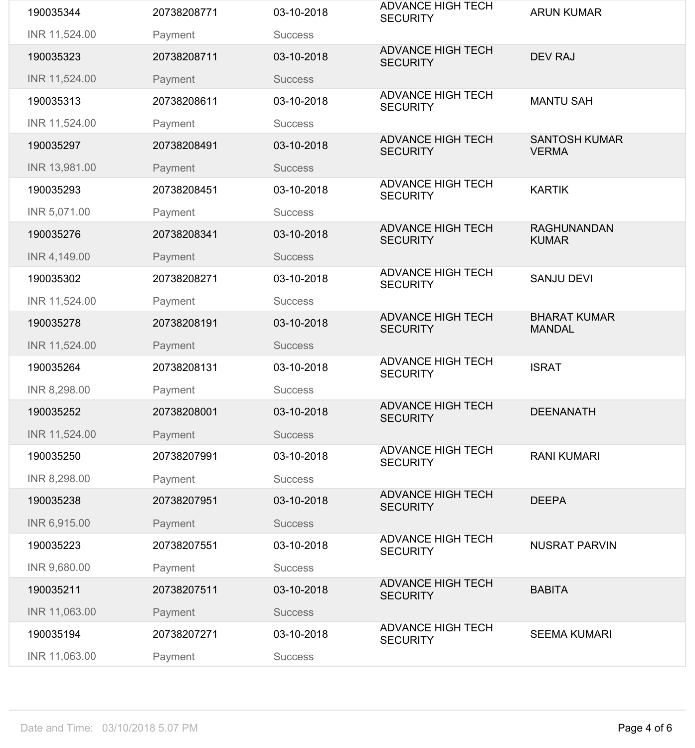| | | | | |
|---|---|---|---|---|
| 190035344<br>INR 11,524.00 | 20738208771<br>Payment | 03-10-2018<br>Success | ADVANCE HIGH TECH SECURITY | ARUN KUMAR |
| 190035323<br>INR 11,524.00 | 20738208711<br>Payment | 03-10-2018<br>Success | ADVANCE HIGH TECH SECURITY | DEV RAJ |
| 190035313<br>INR 11,524.00 | 20738208611<br>Payment | 03-10-2018<br>Success | ADVANCE HIGH TECH SECURITY | MANTU SAH |
| 190035297<br>INR 13,981.00 | 20738208491<br>Payment | 03-10-2018<br>Success | ADVANCE HIGH TECH SECURITY | SANTOSH KUMAR VERMA |
| 190035293<br>INR 5,071.00 | 20738208451<br>Payment | 03-10-2018<br>Success | ADVANCE HIGH TECH SECURITY | KARTIK |
| 190035276<br>INR 4,149.00 | 20738208341<br>Payment | 03-10-2018<br>Success | ADVANCE HIGH TECH SECURITY | RAGHUNANDAN KUMAR |
| 190035302<br>INR 11,524.00 | 20738208271<br>Payment | 03-10-2018<br>Success | ADVANCE HIGH TECH SECURITY | SANJU DEVI |
| 190035278<br>INR 11,524.00 | 20738208191<br>Payment | 03-10-2018<br>Success | ADVANCE HIGH TECH SECURITY | BHARAT KUMAR MANDAL |
| 190035264<br>INR 8,298.00 | 20738208131<br>Payment | 03-10-2018<br>Success | ADVANCE HIGH TECH SECURITY | ISRAT |
| 190035252<br>INR 11,524.00 | 20738208001<br>Payment | 03-10-2018<br>Success | ADVANCE HIGH TECH SECURITY | DEENANATH |
| 190035250<br>INR 8,298.00 | 20738207991<br>Payment | 03-10-2018<br>Success | ADVANCE HIGH TECH SECURITY | RANI KUMARI |
| 190035238<br>INR 6,915.00 | 20738207951<br>Payment | 03-10-2018<br>Success | ADVANCE HIGH TECH SECURITY | DEEPA |
| 190035223<br>INR 9,680.00 | 20738207551<br>Payment | 03-10-2018<br>Success | ADVANCE HIGH TECH SECURITY | NUSRAT PARVIN |
| 190035211<br>INR 11,063.00 | 20738207511<br>Payment | 03-10-2018<br>Success | ADVANCE HIGH TECH SECURITY | BABITA |
| 190035194<br>INR 11,063.00 | 20738207271<br>Payment | 03-10-2018<br>Success | ADVANCE HIGH TECH SECURITY | SEEMA KUMARI |

Date and Time: 03/10/2018 5.07 PM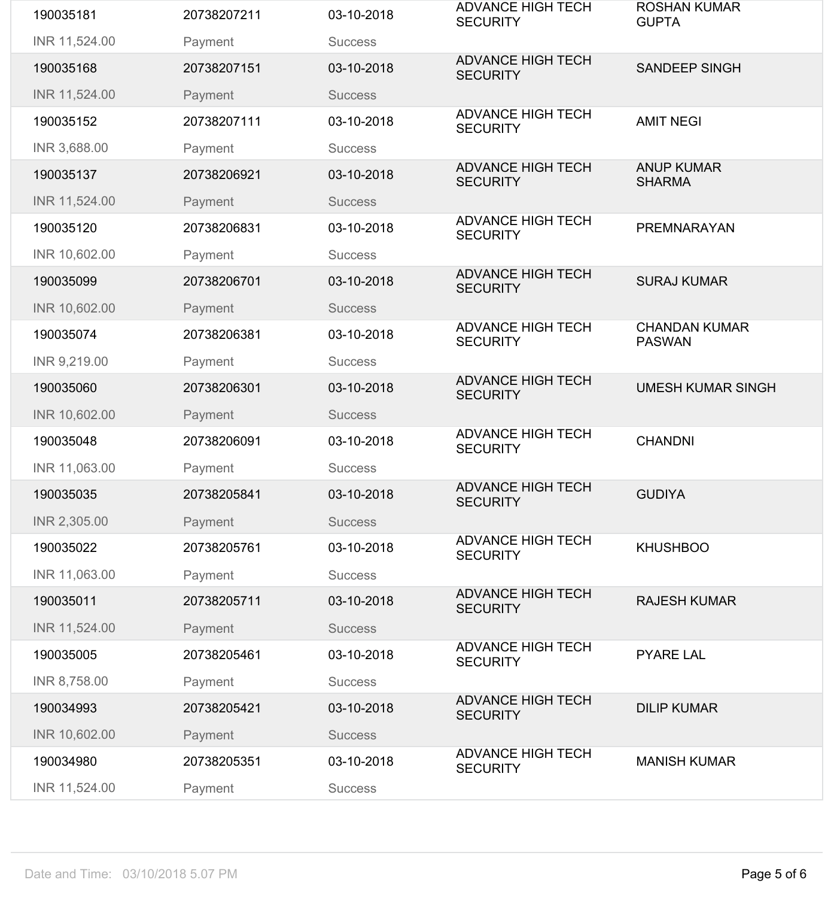| | | | | |
|---|---|---|---|---|
| 190035181<br>INR 11,524.00 | 20738207211<br>Payment | 03-10-2018<br>Success | ADVANCE HIGH TECH SECURITY | ROSHAN KUMAR GUPTA |
| 190035168<br>INR 11,524.00 | 20738207151<br>Payment | 03-10-2018<br>Success | ADVANCE HIGH TECH SECURITY | SANDEEP SINGH |
| 190035152<br>INR 3,688.00 | 20738207111<br>Payment | 03-10-2018<br>Success | ADVANCE HIGH TECH SECURITY | AMIT NEGI |
| 190035137<br>INR 11,524.00 | 20738206921<br>Payment | 03-10-2018<br>Success | ADVANCE HIGH TECH SECURITY | ANUP KUMAR SHARMA |
| 190035120<br>INR 10,602.00 | 20738206831<br>Payment | 03-10-2018<br>Success | ADVANCE HIGH TECH SECURITY | PREMNARAYAN |
| 190035099<br>INR 10,602.00 | 20738206701<br>Payment | 03-10-2018<br>Success | ADVANCE HIGH TECH SECURITY | SURAJ KUMAR |
| 190035074<br>INR 9,219.00 | 20738206381<br>Payment | 03-10-2018<br>Success | ADVANCE HIGH TECH SECURITY | CHANDAN KUMAR PASWAN |
| 190035060<br>INR 10,602.00 | 20738206301<br>Payment | 03-10-2018<br>Success | ADVANCE HIGH TECH SECURITY | UMESH KUMAR SINGH |
| 190035048<br>INR 11,063.00 | 20738206091<br>Payment | 03-10-2018<br>Success | ADVANCE HIGH TECH SECURITY | CHANDNI |
| 190035035<br>INR 2,305.00 | 20738205841<br>Payment | 03-10-2018<br>Success | ADVANCE HIGH TECH SECURITY | GUDIYA |
| 190035022<br>INR 11,063.00 | 20738205761<br>Payment | 03-10-2018<br>Success | ADVANCE HIGH TECH SECURITY | KHUSHBOO |
| 190035011<br>INR 11,524.00 | 20738205711<br>Payment | 03-10-2018<br>Success | ADVANCE HIGH TECH SECURITY | RAJESH KUMAR |
| 190035005<br>INR 8,758.00 | 20738205461<br>Payment | 03-10-2018<br>Success | ADVANCE HIGH TECH SECURITY | PYARE LAL |
| 190034993<br>INR 10,602.00 | 20738205421<br>Payment | 03-10-2018<br>Success | ADVANCE HIGH TECH SECURITY | DILIP KUMAR |
| 190034980<br>INR 11,524.00 | 20738205351<br>Payment | 03-10-2018<br>Success | ADVANCE HIGH TECH SECURITY | MANISH KUMAR |

Date and Time: 03/10/2018 5.07 PM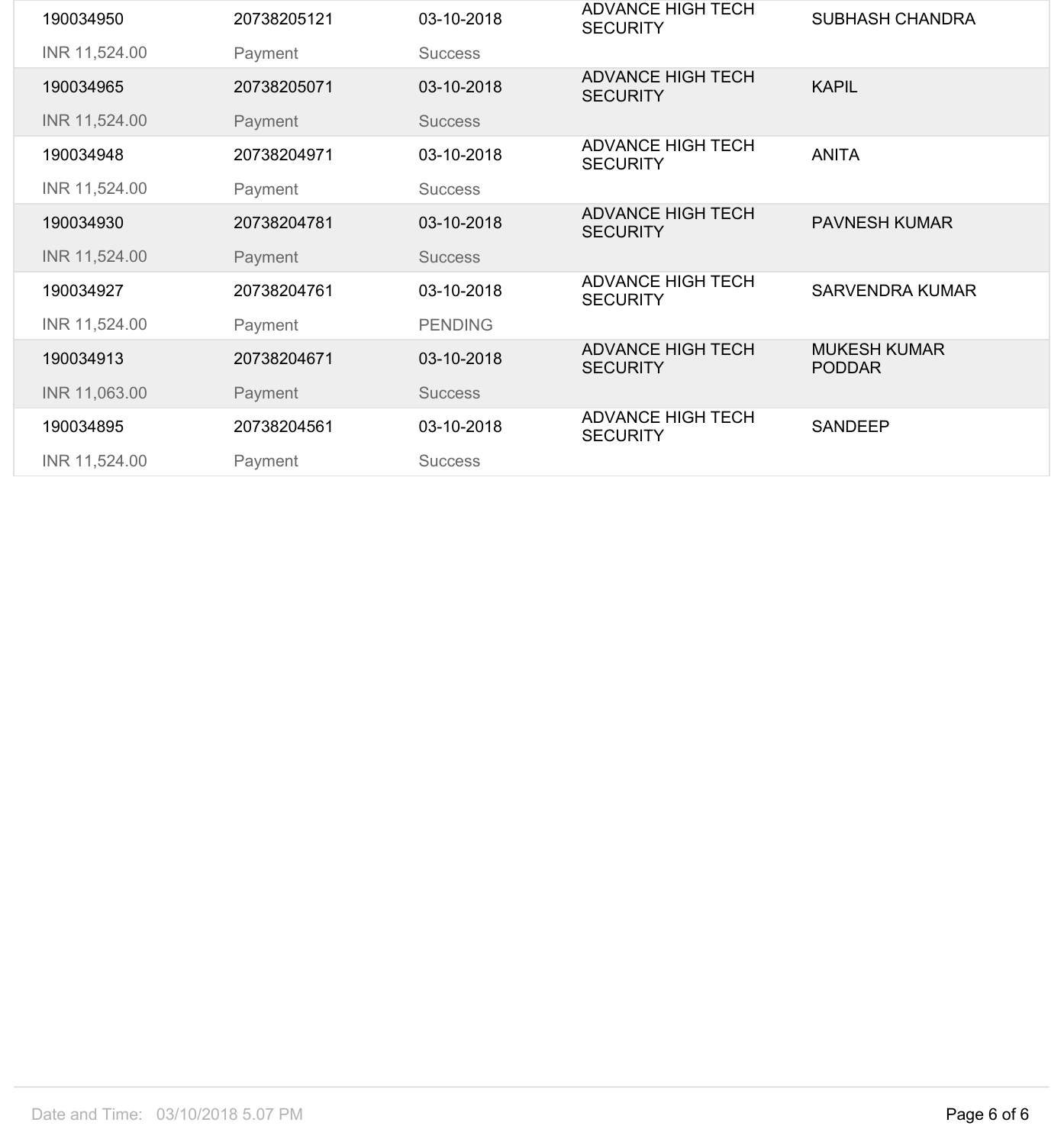| | | | | |
|---|---|---|---|---|
| 190034950 | 20738205121 | 03-10-2018 | ADVANCE HIGH TECH SECURITY | SUBHASH CHANDRA |
| INR 11,524.00 | Payment | Success | | |
| 190034965 | 20738205071 | 03-10-2018 | ADVANCE HIGH TECH SECURITY | KAPIL |
| INR 11,524.00 | Payment | Success | | |
| 190034948 | 20738204971 | 03-10-2018 | ADVANCE HIGH TECH SECURITY | ANITA |
| INR 11,524.00 | Payment | Success | | |
| 190034930 | 20738204781 | 03-10-2018 | ADVANCE HIGH TECH SECURITY | PAVNESH KUMAR |
| INR 11,524.00 | Payment | Success | | |
| 190034927 | 20738204761 | 03-10-2018 | ADVANCE HIGH TECH SECURITY | SARVENDRA KUMAR |
| INR 11,524.00 | Payment | PENDING | | |
| 190034913 | 20738204671 | 03-10-2018 | ADVANCE HIGH TECH SECURITY | MUKESH KUMAR PODDAR |
| INR 11,063.00 | Payment | Success | | |
| 190034895 | 20738204561 | 03-10-2018 | ADVANCE HIGH TECH SECURITY | SANDEEP |
| INR 11,524.00 | Payment | Success | | |

Date and Time: 03/10/2018 5.07 PM